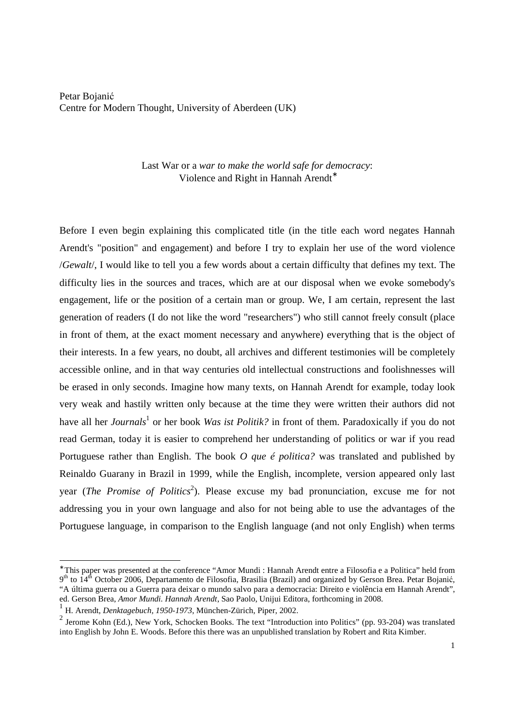Petar Bojanić
Centre for Modern Thought, University of Aberdeen (UK)

# Last War or a *war to make the world safe for democracy*: Violence and Right in Hannah Arendt*

Before I even begin explaining this complicated title (in the title each word negates Hannah Arendt's "position" and engagement) and before I try to explain her use of the word violence /*Gewalt*/, I would like to tell you a few words about a certain difficulty that defines my text. The difficulty lies in the sources and traces, which are at our disposal when we evoke somebody's engagement, life or the position of a certain man or group. We, I am certain, represent the last generation of readers (I do not like the word "researchers") who still cannot freely consult (place in front of them, at the exact moment necessary and anywhere) everything that is the object of their interests. In a few years, no doubt, all archives and different testimonies will be completely accessible online, and in that way centuries old intellectual constructions and foolishnesses will be erased in only seconds. Imagine how many texts, on Hannah Arendt for example, today look very weak and hastily written only because at the time they were written their authors did not have all her *Journals*[1] or her book *Was ist Politik?* in front of them. Paradoxically if you do not read German, today it is easier to comprehend her understanding of politics or war if you read Portuguese rather than English. The book *O que é politica?* was translated and published by Reinaldo Guarany in Brazil in 1999, while the English, incomplete, version appeared only last year (*The Promise of Politics*[2]). Please excuse my bad pronunciation, excuse me for not addressing you in your own language and also for not being able to use the advantages of the Portuguese language, in comparison to the English language (and not only English) when terms

---

*This paper was presented at the conference "Amor Mundi : Hannah Arendt entre a Filosofia e a Politica" held from 9th to 14th October 2006, Departamento de Filosofia, Brasilia (Brazil) and organized by Gerson Brea. Petar Bojanić, "A última guerra ou a Guerra para deixar o mundo salvo para a democracia: Direito e violência em Hannah Arendt", ed. Gerson Brea, *Amor Mundi. Hannah Arendt*, Sao Paolo, Unijui Editora, forthcoming in 2008.

[1] H. Arendt, *Denktagebuch, 1950-1973*, München-Zürich, Piper, 2002.

[2] Jerome Kohn (Ed.), New York, Schocken Books. The text "Introduction into Politics" (pp. 93-204) was translated into English by John E. Woods. Before this there was an unpublished translation by Robert and Rita Kimber.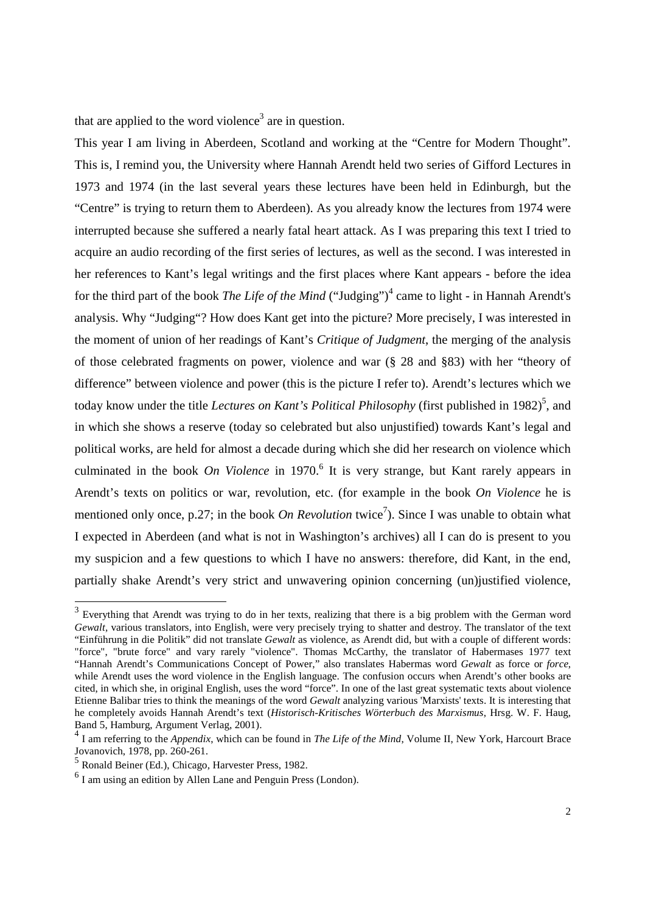that are applied to the word violence[3] are in question.

This year I am living in Aberdeen, Scotland and working at the "Centre for Modern Thought". This is, I remind you, the University where Hannah Arendt held two series of Gifford Lectures in 1973 and 1974 (in the last several years these lectures have been held in Edinburgh, but the "Centre" is trying to return them to Aberdeen). As you already know the lectures from 1974 were interrupted because she suffered a nearly fatal heart attack. As I was preparing this text I tried to acquire an audio recording of the first series of lectures, as well as the second. I was interested in her references to Kant's legal writings and the first places where Kant appears - before the idea for the third part of the book *The Life of the Mind* ("Judging")[4] came to light - in Hannah Arendt's analysis. Why "Judging"? How does Kant get into the picture? More precisely, I was interested in the moment of union of her readings of Kant's *Critique of Judgment*, the merging of the analysis of those celebrated fragments on power, violence and war (§ 28 and §83) with her "theory of difference" between violence and power (this is the picture I refer to). Arendt's lectures which we today know under the title *Lectures on Kant's Political Philosophy* (first published in 1982)[5], and in which she shows a reserve (today so celebrated but also unjustified) towards Kant's legal and political works, are held for almost a decade during which she did her research on violence which culminated in the book *On Violence* in 1970.[6] It is very strange, but Kant rarely appears in Arendt's texts on politics or war, revolution, etc. (for example in the book *On Violence* he is mentioned only once, p.27; in the book *On Revolution* twice[7]). Since I was unable to obtain what I expected in Aberdeen (and what is not in Washington's archives) all I can do is present to you my suspicion and a few questions to which I have no answers: therefore, did Kant, in the end, partially shake Arendt's very strict and unwavering opinion concerning (un)justified violence,

---

[3] Everything that Arendt was trying to do in her texts, realizing that there is a big problem with the German word *Gewalt*, various translators, into English, were very precisely trying to shatter and destroy. The translator of the text "Einführung in die Politik" did not translate *Gewalt* as violence, as Arendt did, but with a couple of different words: "force", "brute force" and vary rarely "violence". Thomas McCarthy, the translator of Habermases 1977 text "Hannah Arendt's Communications Concept of Power," also translates Habermas word *Gewalt* as force or *force*, while Arendt uses the word violence in the English language. The confusion occurs when Arendt's other books are cited, in which she, in original English, uses the word "force". In one of the last great systematic texts about violence Etienne Balibar tries to think the meanings of the word *Gewalt* analyzing various 'Marxists' texts. It is interesting that he completely avoids Hannah Arendt's text (*Historisch-Kritisches Wörterbuch des Marxismus*, Hrsg. W. F. Haug, Band 5, Hamburg, Argument Verlag, 2001).

[4] I am referring to the *Appendix*, which can be found in *The Life of the Mind*, Volume II, New York, Harcourt Brace Jovanovich, 1978, pp. 260-261.

[5] Ronald Beiner (Ed.), Chicago, Harvester Press, 1982.

[6] I am using an edition by Allen Lane and Penguin Press (London).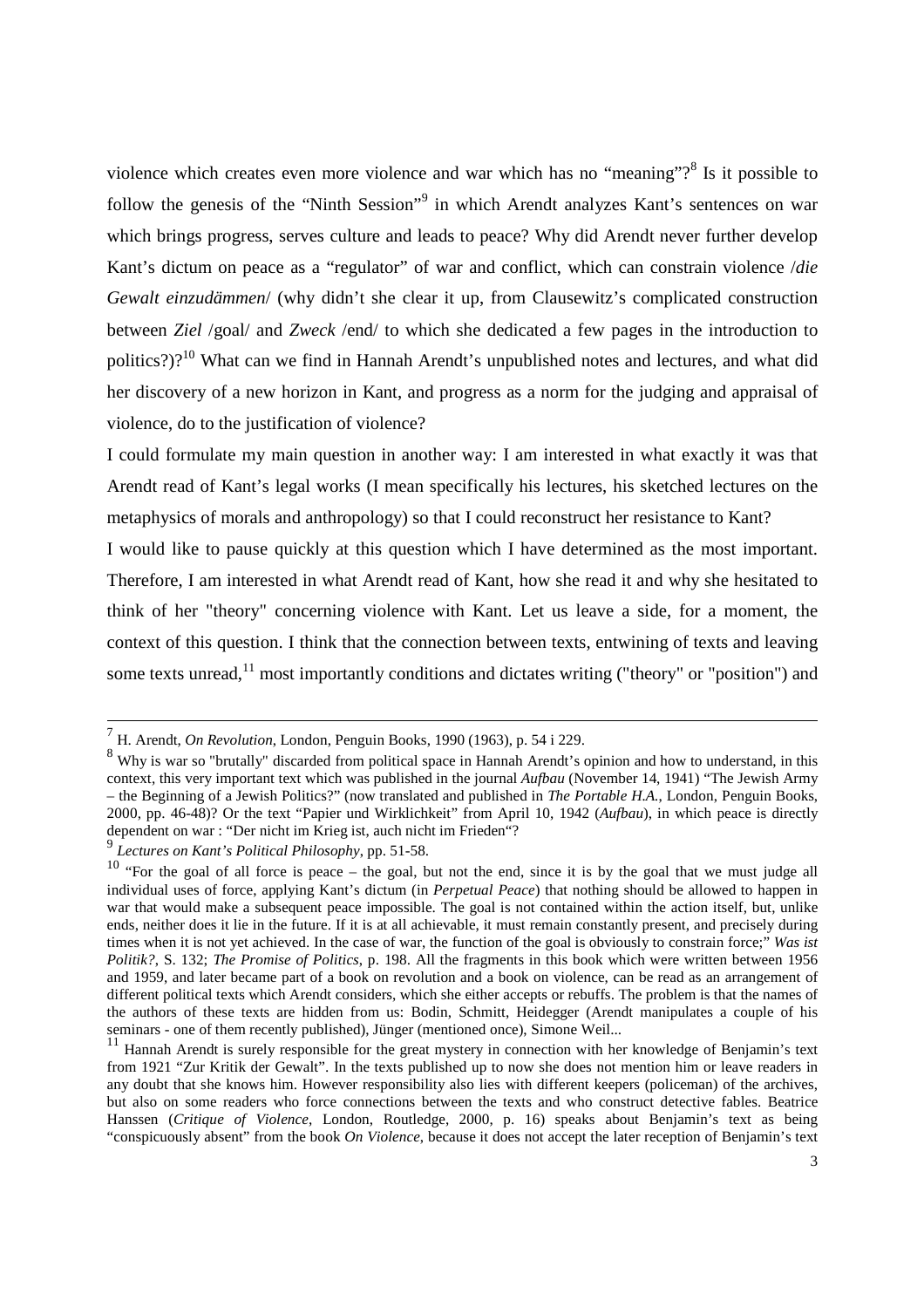violence which creates even more violence and war which has no "meaning"?[8] Is it possible to follow the genesis of the "Ninth Session"[9] in which Arendt analyzes Kant's sentences on war which brings progress, serves culture and leads to peace? Why did Arendt never further develop Kant's dictum on peace as a "regulator" of war and conflict, which can constrain violence /*die Gewalt einzudämmen*/ (why didn't she clear it up, from Clausewitz's complicated construction between *Ziel* /goal/ and *Zweck* /end/ to which she dedicated a few pages in the introduction to politics?)?[10] What can we find in Hannah Arendt's unpublished notes and lectures, and what did her discovery of a new horizon in Kant, and progress as a norm for the judging and appraisal of violence, do to the justification of violence?

I could formulate my main question in another way: I am interested in what exactly it was that Arendt read of Kant's legal works (I mean specifically his lectures, his sketched lectures on the metaphysics of morals and anthropology) so that I could reconstruct her resistance to Kant?

I would like to pause quickly at this question which I have determined as the most important. Therefore, I am interested in what Arendt read of Kant, how she read it and why she hesitated to think of her "theory" concerning violence with Kant. Let us leave a side, for a moment, the context of this question. I think that the connection between texts, entwining of texts and leaving some texts unread,[11] most importantly conditions and dictates writing ("theory" or "position") and

---

[7] H. Arendt, *On Revolution*, London, Penguin Books, 1990 (1963), p. 54 i 229.

[8] Why is war so "brutally" discarded from political space in Hannah Arendt's opinion and how to understand, in this context, this very important text which was published in the journal *Aufbau* (November 14, 1941) "The Jewish Army – the Beginning of a Jewish Politics?" (now translated and published in *The Portable H.A.*, London, Penguin Books, 2000, pp. 46-48)? Or the text "Papier und Wirklichkeit" from April 10, 1942 (*Aufbau*), in which peace is directly dependent on war : "Der nicht im Krieg ist, auch nicht im Frieden"?

[9] *Lectures on Kant's Political Philosophy*, pp. 51-58.

[10] "For the goal of all force is peace – the goal, but not the end, since it is by the goal that we must judge all individual uses of force, applying Kant's dictum (in *Perpetual Peace*) that nothing should be allowed to happen in war that would make a subsequent peace impossible. The goal is not contained within the action itself, but, unlike ends, neither does it lie in the future. If it is at all achievable, it must remain constantly present, and precisely during times when it is not yet achieved. In the case of war, the function of the goal is obviously to constrain force;" *Was ist Politik?*, S. 132; *The Promise of Politics*, p. 198. All the fragments in this book which were written between 1956 and 1959, and later became part of a book on revolution and a book on violence, can be read as an arrangement of different political texts which Arendt considers, which she either accepts or rebuffs. The problem is that the names of the authors of these texts are hidden from us: Bodin, Schmitt, Heidegger (Arendt manipulates a couple of his seminars - one of them recently published), Jünger (mentioned once), Simone Weil...

[11] Hannah Arendt is surely responsible for the great mystery in connection with her knowledge of Benjamin's text from 1921 "Zur Kritik der Gewalt". In the texts published up to now she does not mention him or leave readers in any doubt that she knows him. However responsibility also lies with different keepers (policeman) of the archives, but also on some readers who force connections between the texts and who construct detective fables. Beatrice Hanssen (*Critique of Violence*, London, Routledge, 2000, p. 16) speaks about Benjamin's text as being "conspicuously absent" from the book *On Violence*, because it does not accept the later reception of Benjamin's text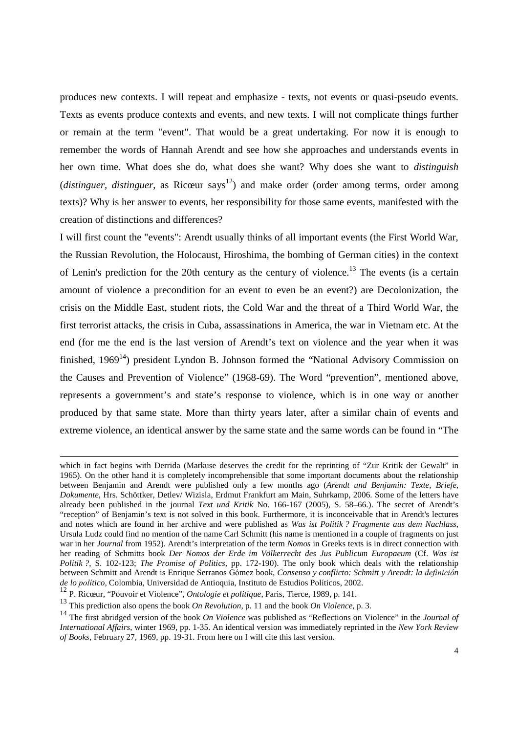produces new contexts. I will repeat and emphasize - texts, not events or quasi-pseudo events. Texts as events produce contexts and events, and new texts. I will not complicate things further or remain at the term "event". That would be a great undertaking. For now it is enough to remember the words of Hannah Arendt and see how she approaches and understands events in her own time. What does she do, what does she want? Why does she want to *distinguish* (*distinguer*, *distinguer*, as Ricœur says[12]) and make order (order among terms, order among texts)? Why is her answer to events, her responsibility for those same events, manifested with the creation of distinctions and differences?

I will first count the "events": Arendt usually thinks of all important events (the First World War, the Russian Revolution, the Holocaust, Hiroshima, the bombing of German cities) in the context of Lenin's prediction for the 20th century as the century of violence.[13] The events (is a certain amount of violence a precondition for an event to even be an event?) are Decolonization, the crisis on the Middle East, student riots, the Cold War and the threat of a Third World War, the first terrorist attacks, the crisis in Cuba, assassinations in America, the war in Vietnam etc. At the end (for me the end is the last version of Arendt's text on violence and the year when it was finished, 1969[14]) president Lyndon B. Johnson formed the "National Advisory Commission on the Causes and Prevention of Violence" (1968-69). The Word "prevention", mentioned above, represents a government's and state's response to violence, which is in one way or another produced by that same state. More than thirty years later, after a similar chain of events and extreme violence, an identical answer by the same state and the same words can be found in "The

---

which in fact begins with Derrida (Markuse deserves the credit for the reprinting of "Zur Kritik der Gewalt" in 1965). On the other hand it is completely incomprehensible that some important documents about the relationship between Benjamin and Arendt were published only a few months ago (*Arendt und Benjamin: Texte, Briefe, Dokumente*, Hrs. Schöttker, Detlev/ Wizisla, Erdmut Frankfurt am Main, Suhrkamp, 2006. Some of the letters have already been published in the journal *Text und Kritik* No. 166-167 (2005), S. 58–66.). The secret of Arendt's "reception" of Benjamin's text is not solved in this book. Furthermore, it is inconceivable that in Arendt's lectures and notes which are found in her archive and were published as *Was ist Politik ? Fragmente aus dem Nachlass*, Ursula Ludz could find no mention of the name Carl Schmitt (his name is mentioned in a couple of fragments on just war in her *Journal* from 1952). Arendt's interpretation of the term *Nomos* in Greeks texts is in direct connection with her reading of Schmitts book *Der Nomos der Erde im Völkerrecht des Jus Publicum Europaeum* (Cf. *Was ist Politik ?*, S. 102-123; *The Promise of Politics*, pp. 172-190). The only book which deals with the relationship between Schmitt and Arendt is Enrique Serranos Gómez book, *Consenso y conflicto: Schmitt y Arendt: la definición de lo político*, Colombia, Universidad de Antioquia, Instituto de Estudios Políticos, 2002.

[12] P. Ricœur, "Pouvoir et Violence", *Ontologie et politique*, Paris, Tierce, 1989, p. 141.

[13] This prediction also opens the book *On Revolution*, p. 11 and the book *On Violence*, p. 3.

[14] The first abridged version of the book *On Violence* was published as "Reflections on Violence" in the *Journal of International Affairs*, winter 1969, pp. 1-35. An identical version was immediately reprinted in the *New York Review of Books*, February 27, 1969, pp. 19-31. From here on I will cite this last version.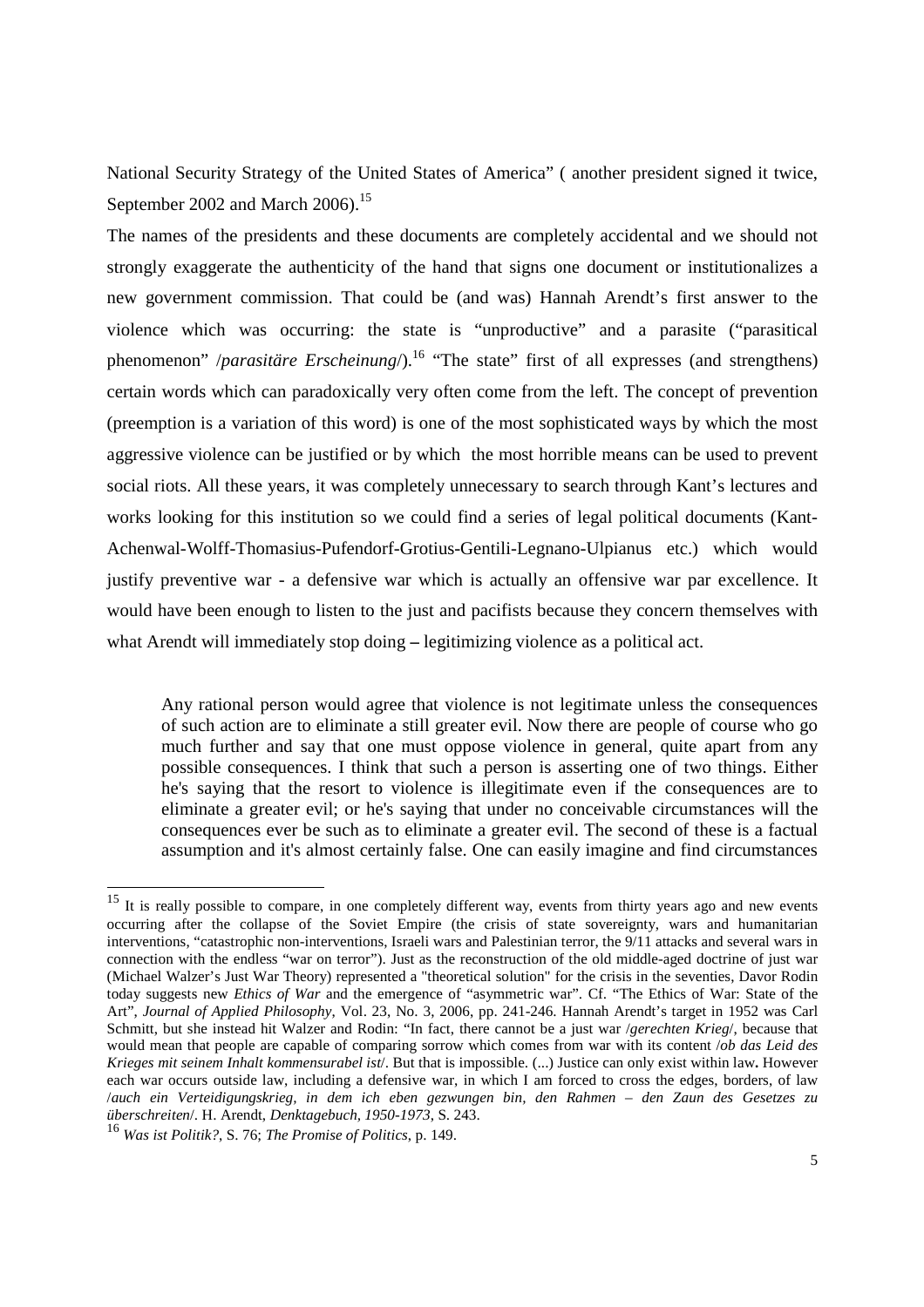National Security Strategy of the United States of America" ( another president signed it twice, September 2002 and March 2006).[15]

The names of the presidents and these documents are completely accidental and we should not strongly exaggerate the authenticity of the hand that signs one document or institutionalizes a new government commission. That could be (and was) Hannah Arendt's first answer to the violence which was occurring: the state is "unproductive" and a parasite ("parasitical phenomenon" /*parasitäre Erscheinung*/).[16] "The state" first of all expresses (and strengthens) certain words which can paradoxically very often come from the left. The concept of prevention (preemption is a variation of this word) is one of the most sophisticated ways by which the most aggressive violence can be justified or by which the most horrible means can be used to prevent social riots. All these years, it was completely unnecessary to search through Kant's lectures and works looking for this institution so we could find a series of legal political documents (Kant-Achenwal-Wolff-Thomasius-Pufendorf-Grotius-Gentili-Legnano-Ulpianus etc.) which would justify preventive war - a defensive war which is actually an offensive war par excellence. It would have been enough to listen to the just and pacifists because they concern themselves with what Arendt will immediately stop doing **–** legitimizing violence as a political act.

> Any rational person would agree that violence is not legitimate unless the consequences of such action are to eliminate a still greater evil. Now there are people of course who go much further and say that one must oppose violence in general, quite apart from any possible consequences. I think that such a person is asserting one of two things. Either he's saying that the resort to violence is illegitimate even if the consequences are to eliminate a greater evil; or he's saying that under no conceivable circumstances will the consequences ever be such as to eliminate a greater evil. The second of these is a factual assumption and it's almost certainly false. One can easily imagine and find circumstances

[15] It is really possible to compare, in one completely different way, events from thirty years ago and new events occurring after the collapse of the Soviet Empire (the crisis of state sovereignty, wars and humanitarian interventions, "catastrophic non-interventions, Israeli wars and Palestinian terror, the 9/11 attacks and several wars in connection with the endless "war on terror"). Just as the reconstruction of the old middle-aged doctrine of just war (Michael Walzer's Just War Theory) represented a "theoretical solution" for the crisis in the seventies, Davor Rodin today suggests new *Ethics of War* and the emergence of "asymmetric war". Cf. "The Ethics of War: State of the Art", *Journal of Applied Philosophy*, Vol. 23, No. 3, 2006, pp. 241-246. Hannah Arendt's target in 1952 was Carl Schmitt, but she instead hit Walzer and Rodin: "In fact, there cannot be a just war /*gerechten Krieg*/, because that would mean that people are capable of comparing sorrow which comes from war with its content /*ob das Leid des Krieges mit seinem Inhalt kommensurabel ist*/. But that is impossible. (...) Justice can only exist within law**.** However each war occurs outside law, including a defensive war, in which I am forced to cross the edges, borders, of law /*auch ein Verteidigungskrieg, in dem ich eben gezwungen bin, den Rahmen – den Zaun des Gesetzes zu überschreiten*/. H. Arendt, *Denktagebuch, 1950-1973*, S. 243.

[16] *Was ist Politik?*, S. 76; *The Promise of Politics*, p. 149.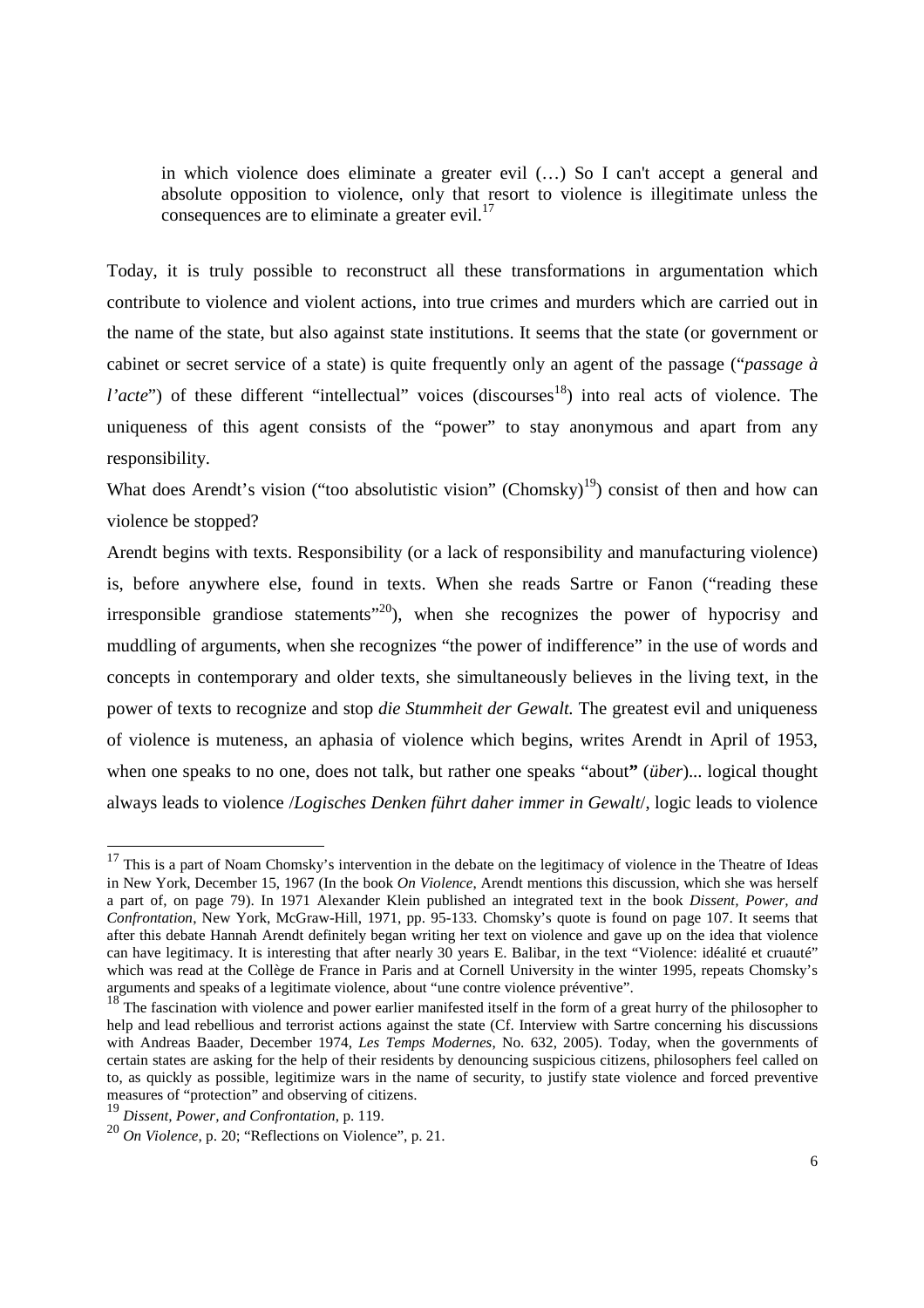> in which violence does eliminate a greater evil (…) So I can't accept a general and absolute opposition to violence, only that resort to violence is illegitimate unless the consequences are to eliminate a greater evil.[17]

Today, it is truly possible to reconstruct all these transformations in argumentation which contribute to violence and violent actions, into true crimes and murders which are carried out in the name of the state, but also against state institutions. It seems that the state (or government or cabinet or secret service of a state) is quite frequently only an agent of the passage ("*passage à l'acte*") of these different "intellectual" voices (discourses[18]) into real acts of violence. The uniqueness of this agent consists of the "power" to stay anonymous and apart from any responsibility.

What does Arendt's vision ("too absolutistic vision" (Chomsky)[19]) consist of then and how can violence be stopped?

Arendt begins with texts. Responsibility (or a lack of responsibility and manufacturing violence) is, before anywhere else, found in texts. When she reads Sartre or Fanon ("reading these irresponsible grandiose statements"[20]), when she recognizes the power of hypocrisy and muddling of arguments, when she recognizes "the power of indifference" in the use of words and concepts in contemporary and older texts, she simultaneously believes in the living text, in the power of texts to recognize and stop *die Stummheit der Gewalt.* The greatest evil and uniqueness of violence is muteness, an aphasia of violence which begins, writes Arendt in April of 1953, when one speaks to no one, does not talk, but rather one speaks "about**"** (*über*)... logical thought always leads to violence /*Logisches Denken führt daher immer in Gewalt*/, logic leads to violence

---

[17] This is a part of Noam Chomsky's intervention in the debate on the legitimacy of violence in the Theatre of Ideas in New York, December 15, 1967 (In the book *On Violence*, Arendt mentions this discussion, which she was herself a part of, on page 79). In 1971 Alexander Klein published an integrated text in the book *Dissent, Power, and Confrontation*, New York, McGraw-Hill, 1971, pp. 95-133. Chomsky's quote is found on page 107. It seems that after this debate Hannah Arendt definitely began writing her text on violence and gave up on the idea that violence can have legitimacy. It is interesting that after nearly 30 years E. Balibar, in the text "Violence: idéalité et cruauté" which was read at the Collège de France in Paris and at Cornell University in the winter 1995, repeats Chomsky's arguments and speaks of a legitimate violence, about "une contre violence préventive".

[18] The fascination with violence and power earlier manifested itself in the form of a great hurry of the philosopher to help and lead rebellious and terrorist actions against the state (Cf. Interview with Sartre concerning his discussions with Andreas Baader, December 1974, *Les Temps Modernes*, No. 632, 2005). Today, when the governments of certain states are asking for the help of their residents by denouncing suspicious citizens, philosophers feel called on to, as quickly as possible, legitimize wars in the name of security, to justify state violence and forced preventive measures of "protection" and observing of citizens.

[19] *Dissent, Power, and Confrontation*, p. 119.

[20] *On Violence*, p. 20; "Reflections on Violence", p. 21.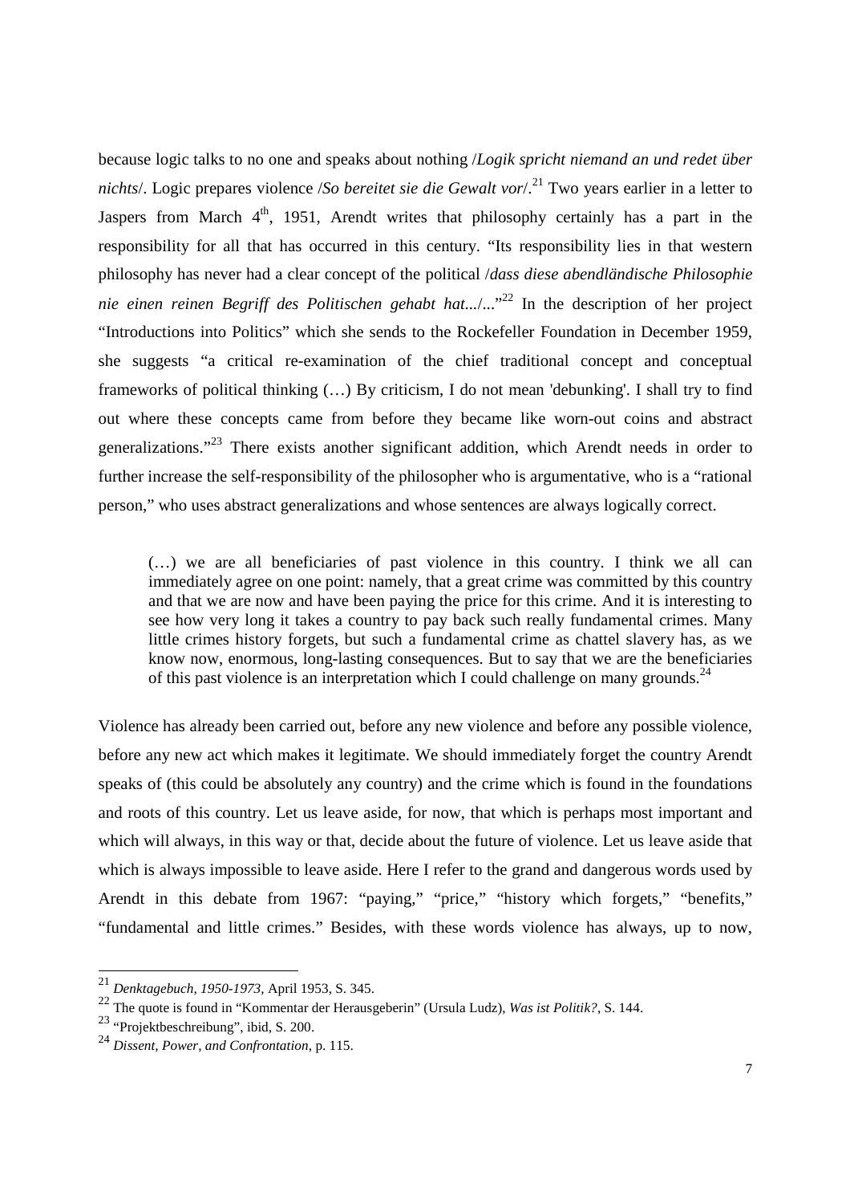because logic talks to no one and speaks about nothing /*Logik spricht niemand an und redet über nichts*/. Logic prepares violence /*So bereitet sie die Gewalt vor*/.[21] Two years earlier in a letter to Jaspers from March 4th, 1951, Arendt writes that philosophy certainly has a part in the responsibility for all that has occurred in this century. "Its responsibility lies in that western philosophy has never had a clear concept of the political /*dass diese abendländische Philosophie nie einen reinen Begriff des Politischen gehabt hat...*/..."[22] In the description of her project "Introductions into Politics" which she sends to the Rockefeller Foundation in December 1959, she suggests "a critical re-examination of the chief traditional concept and conceptual frameworks of political thinking (…) By criticism, I do not mean 'debunking'. I shall try to find out where these concepts came from before they became like worn-out coins and abstract generalizations."[23] There exists another significant addition, which Arendt needs in order to further increase the self-responsibility of the philosopher who is argumentative, who is a "rational person," who uses abstract generalizations and whose sentences are always logically correct.

> (…) we are all beneficiaries of past violence in this country. I think we all can immediately agree on one point: namely, that a great crime was committed by this country and that we are now and have been paying the price for this crime. And it is interesting to see how very long it takes a country to pay back such really fundamental crimes. Many little crimes history forgets, but such a fundamental crime as chattel slavery has, as we know now, enormous, long-lasting consequences. But to say that we are the beneficiaries of this past violence is an interpretation which I could challenge on many grounds.[24]

Violence has already been carried out, before any new violence and before any possible violence, before any new act which makes it legitimate. We should immediately forget the country Arendt speaks of (this could be absolutely any country) and the crime which is found in the foundations and roots of this country. Let us leave aside, for now, that which is perhaps most important and which will always, in this way or that, decide about the future of violence. Let us leave aside that which is always impossible to leave aside. Here I refer to the grand and dangerous words used by Arendt in this debate from 1967: "paying," "price," "history which forgets," "benefits," "fundamental and little crimes." Besides, with these words violence has always, up to now,

---

[21] *Denktagebuch, 1950-1973*, April 1953, S. 345.

[22] The quote is found in "Kommentar der Herausgeberin" (Ursula Ludz), *Was ist Politik?*, S. 144.

[23] "Projektbeschreibung", ibid, S. 200.

[24] *Dissent, Power, and Confrontation*, p. 115.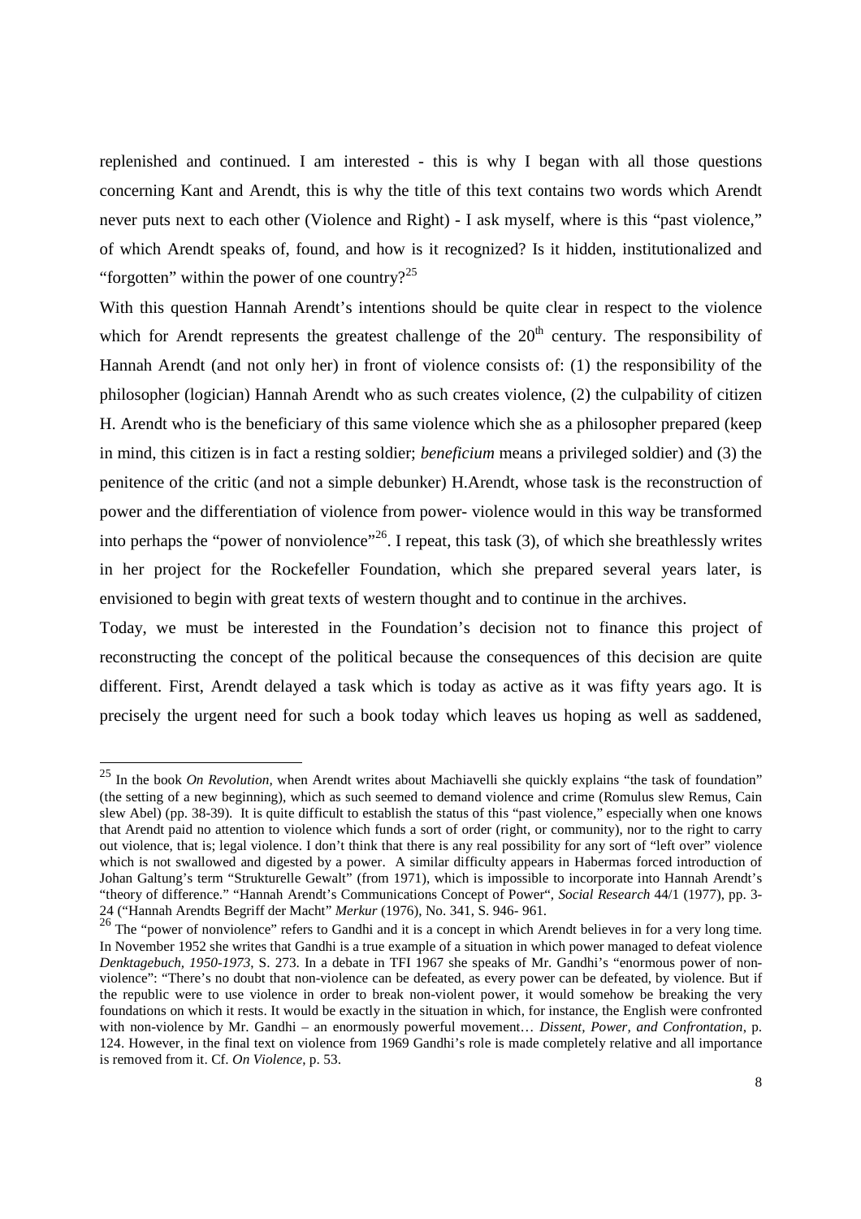replenished and continued. I am interested - this is why I began with all those questions concerning Kant and Arendt, this is why the title of this text contains two words which Arendt never puts next to each other (Violence and Right) - I ask myself, where is this "past violence," of which Arendt speaks of, found, and how is it recognized? Is it hidden, institutionalized and "forgotten" within the power of one country?[25]

With this question Hannah Arendt's intentions should be quite clear in respect to the violence which for Arendt represents the greatest challenge of the 20th century. The responsibility of Hannah Arendt (and not only her) in front of violence consists of: (1) the responsibility of the philosopher (logician) Hannah Arendt who as such creates violence, (2) the culpability of citizen H. Arendt who is the beneficiary of this same violence which she as a philosopher prepared (keep in mind, this citizen is in fact a resting soldier; *beneficium* means a privileged soldier) and (3) the penitence of the critic (and not a simple debunker) H.Arendt, whose task is the reconstruction of power and the differentiation of violence from power- violence would in this way be transformed into perhaps the "power of nonviolence"[26]. I repeat, this task (3), of which she breathlessly writes in her project for the Rockefeller Foundation, which she prepared several years later, is envisioned to begin with great texts of western thought and to continue in the archives.

Today, we must be interested in the Foundation's decision not to finance this project of reconstructing the concept of the political because the consequences of this decision are quite different. First, Arendt delayed a task which is today as active as it was fifty years ago. It is precisely the urgent need for such a book today which leaves us hoping as well as saddened,

---

[25] In the book *On Revolution*, when Arendt writes about Machiavelli she quickly explains "the task of foundation" (the setting of a new beginning), which as such seemed to demand violence and crime (Romulus slew Remus, Cain slew Abel) (pp. 38-39). It is quite difficult to establish the status of this "past violence," especially when one knows that Arendt paid no attention to violence which funds a sort of order (right, or community), nor to the right to carry out violence, that is; legal violence. I don't think that there is any real possibility for any sort of "left over" violence which is not swallowed and digested by a power. A similar difficulty appears in Habermas forced introduction of Johan Galtung's term "Strukturelle Gewalt" (from 1971), which is impossible to incorporate into Hannah Arendt's "theory of difference." "Hannah Arendt's Communications Concept of Power", *Social Research* 44/1 (1977), pp. 3-24 ("Hannah Arendts Begriff der Macht" *Merkur* (1976), No. 341, S. 946- 961.

[26] The "power of nonviolence" refers to Gandhi and it is a concept in which Arendt believes in for a very long time. In November 1952 she writes that Gandhi is a true example of a situation in which power managed to defeat violence *Denktagebuch, 1950-1973*, S. 273. In a debate in TFI 1967 she speaks of Mr. Gandhi's "enormous power of non-violence": "There's no doubt that non-violence can be defeated, as every power can be defeated, by violence. But if the republic were to use violence in order to break non-violent power, it would somehow be breaking the very foundations on which it rests. It would be exactly in the situation in which, for instance, the English were confronted with non-violence by Mr. Gandhi – an enormously powerful movement… *Dissent, Power, and Confrontation*, p. 124. However, in the final text on violence from 1969 Gandhi's role is made completely relative and all importance is removed from it. Cf. *On Violence*, p. 53.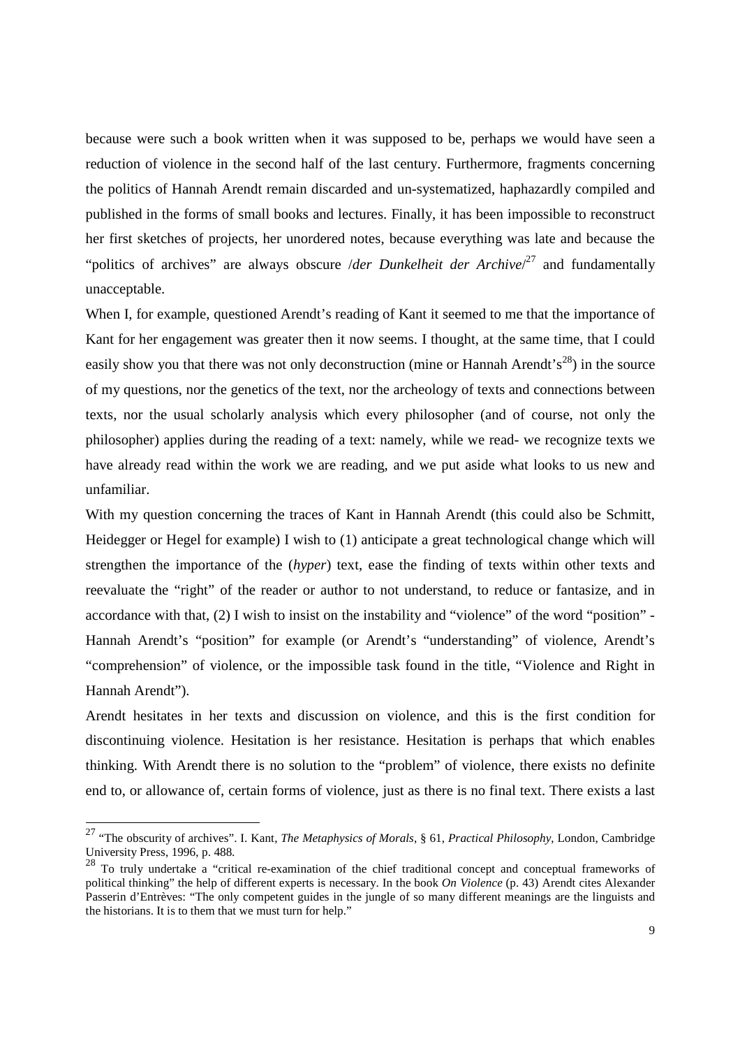because were such a book written when it was supposed to be, perhaps we would have seen a reduction of violence in the second half of the last century. Furthermore, fragments concerning the politics of Hannah Arendt remain discarded and un-systematized, haphazardly compiled and published in the forms of small books and lectures. Finally, it has been impossible to reconstruct her first sketches of projects, her unordered notes, because everything was late and because the "politics of archives" are always obscure /*der Dunkelheit der Archive*/[27] and fundamentally unacceptable.

When I, for example, questioned Arendt's reading of Kant it seemed to me that the importance of Kant for her engagement was greater then it now seems. I thought, at the same time, that I could easily show you that there was not only deconstruction (mine or Hannah Arendt's[28]) in the source of my questions, nor the genetics of the text, nor the archeology of texts and connections between texts, nor the usual scholarly analysis which every philosopher (and of course, not only the philosopher) applies during the reading of a text: namely, while we read- we recognize texts we have already read within the work we are reading, and we put aside what looks to us new and unfamiliar.

With my question concerning the traces of Kant in Hannah Arendt (this could also be Schmitt, Heidegger or Hegel for example) I wish to (1) anticipate a great technological change which will strengthen the importance of the (*hyper*) text, ease the finding of texts within other texts and reevaluate the "right" of the reader or author to not understand, to reduce or fantasize, and in accordance with that, (2) I wish to insist on the instability and "violence" of the word "position" - Hannah Arendt's "position" for example (or Arendt's "understanding" of violence, Arendt's "comprehension" of violence, or the impossible task found in the title, "Violence and Right in Hannah Arendt").

Arendt hesitates in her texts and discussion on violence, and this is the first condition for discontinuing violence. Hesitation is her resistance. Hesitation is perhaps that which enables thinking. With Arendt there is no solution to the "problem" of violence, there exists no definite end to, or allowance of, certain forms of violence, just as there is no final text. There exists a last

---

[27] "The obscurity of archives". I. Kant, *The Metaphysics of Morals*, § 61, *Practical Philosophy*, London, Cambridge University Press, 1996, p. 488.

[28] To truly undertake a "critical re-examination of the chief traditional concept and conceptual frameworks of political thinking" the help of different experts is necessary. In the book *On Violence* (p. 43) Arendt cites Alexander Passerin d'Entrèves: "The only competent guides in the jungle of so many different meanings are the linguists and the historians. It is to them that we must turn for help."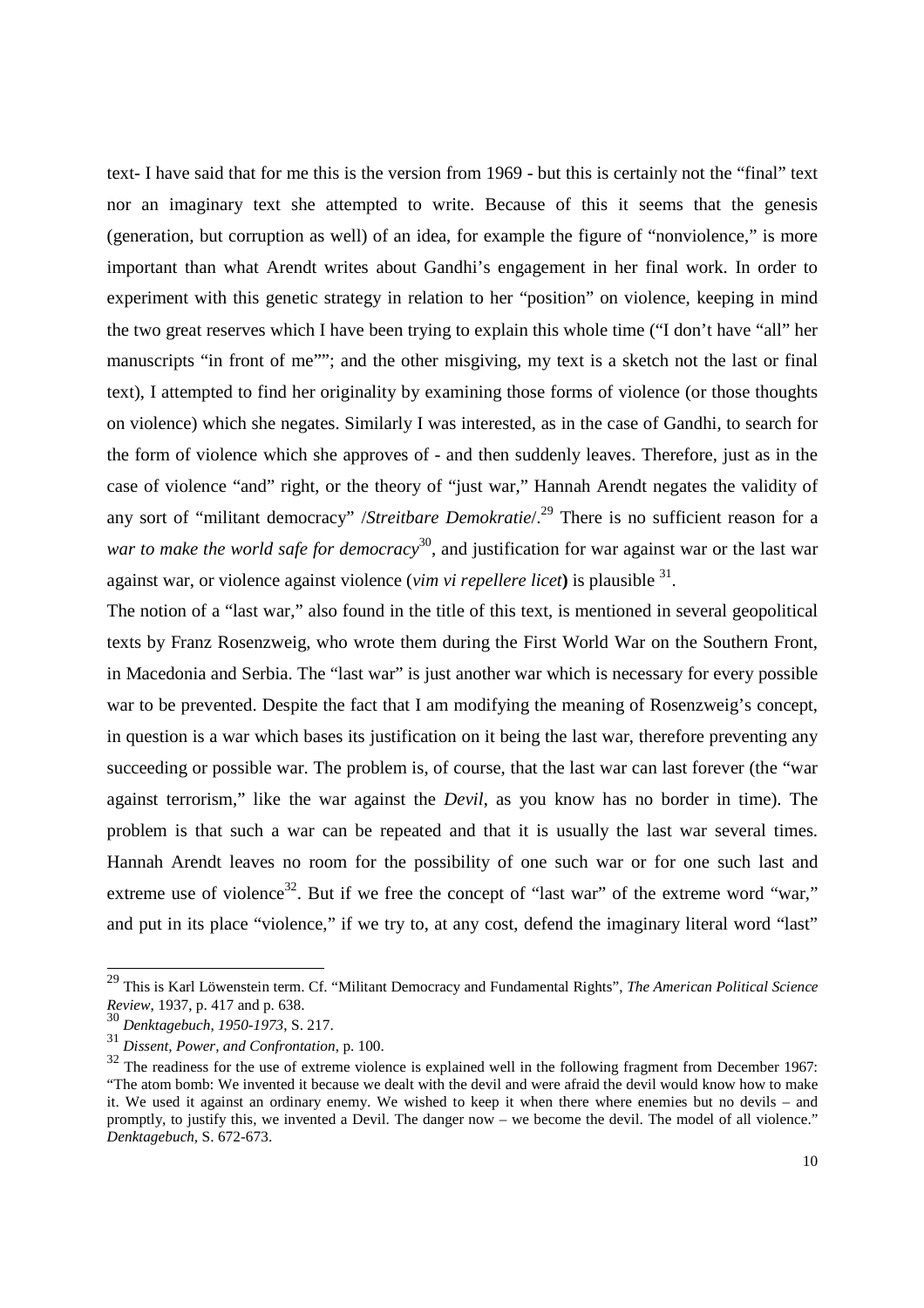text- I have said that for me this is the version from 1969 - but this is certainly not the "final" text nor an imaginary text she attempted to write. Because of this it seems that the genesis (generation, but corruption as well) of an idea, for example the figure of "nonviolence," is more important than what Arendt writes about Gandhi's engagement in her final work. In order to experiment with this genetic strategy in relation to her "position" on violence, keeping in mind the two great reserves which I have been trying to explain this whole time ("I don't have "all" her manuscripts "in front of me""; and the other misgiving, my text is a sketch not the last or final text), I attempted to find her originality by examining those forms of violence (or those thoughts on violence) which she negates. Similarly I was interested, as in the case of Gandhi, to search for the form of violence which she approves of - and then suddenly leaves. Therefore, just as in the case of violence "and" right, or the theory of "just war," Hannah Arendt negates the validity of any sort of "militant democracy" /*Streitbare Demokratie*/.[29] There is no sufficient reason for a *war to make the world safe for democracy*[30], and justification for war against war or the last war against war, or violence against violence (*vim vi repellere licet***)** is plausible [31].

The notion of a "last war," also found in the title of this text, is mentioned in several geopolitical texts by Franz Rosenzweig, who wrote them during the First World War on the Southern Front, in Macedonia and Serbia. The "last war" is just another war which is necessary for every possible war to be prevented. Despite the fact that I am modifying the meaning of Rosenzweig's concept, in question is a war which bases its justification on it being the last war, therefore preventing any succeeding or possible war. The problem is, of course, that the last war can last forever (the "war against terrorism," like the war against the *Devil*, as you know has no border in time). The problem is that such a war can be repeated and that it is usually the last war several times. Hannah Arendt leaves no room for the possibility of one such war or for one such last and extreme use of violence[32]. But if we free the concept of "last war" of the extreme word "war," and put in its place "violence," if we try to, at any cost, defend the imaginary literal word "last"

---

[29] This is Karl Löwenstein term. Cf. "Militant Democracy and Fundamental Rights", *The American Political Science Review*, 1937, p. 417 and p. 638.

[30] *Denktagebuch, 1950-1973*, S. 217.

[31] *Dissent, Power, and Confrontation*, p. 100.

[32] The readiness for the use of extreme violence is explained well in the following fragment from December 1967: "The atom bomb: We invented it because we dealt with the devil and were afraid the devil would know how to make it. We used it against an ordinary enemy. We wished to keep it when there where enemies but no devils – and promptly, to justify this, we invented a Devil. The danger now – we become the devil. The model of all violence." *Denktagebuch*, S. 672-673.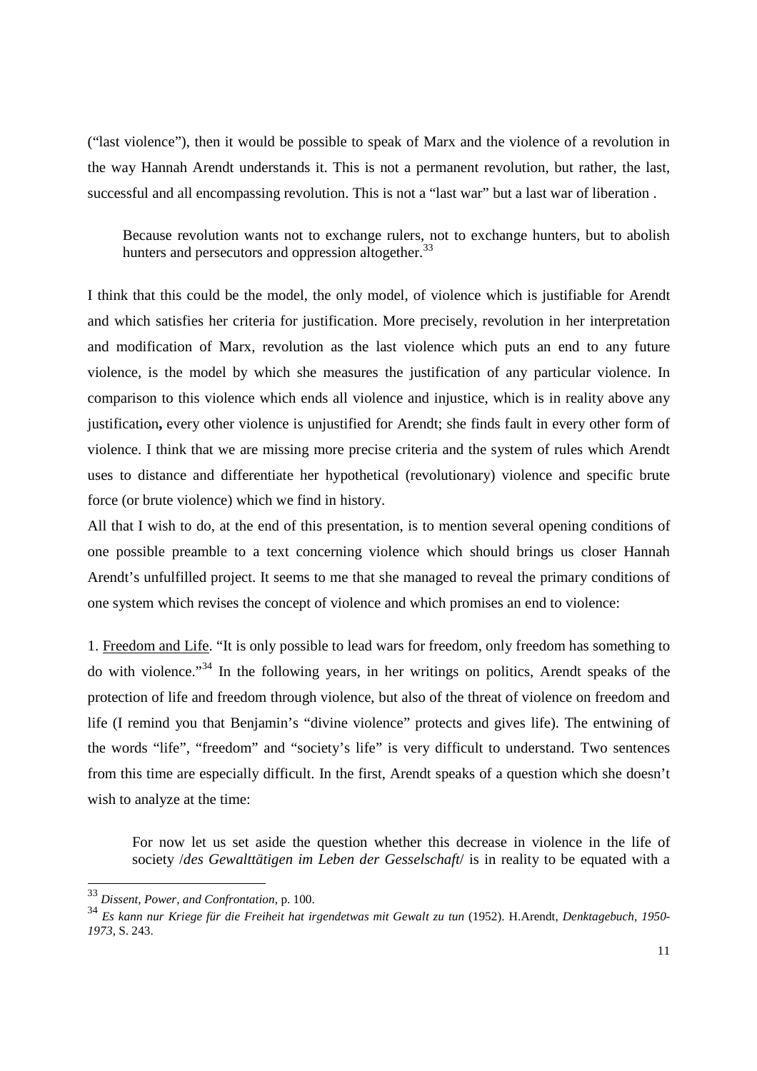("last violence"), then it would be possible to speak of Marx and the violence of a revolution in the way Hannah Arendt understands it. This is not a permanent revolution, but rather, the last, successful and all encompassing revolution. This is not a "last war" but a last war of liberation .

> Because revolution wants not to exchange rulers, not to exchange hunters, but to abolish hunters and persecutors and oppression altogether.[33]

I think that this could be the model, the only model, of violence which is justifiable for Arendt and which satisfies her criteria for justification. More precisely, revolution in her interpretation and modification of Marx, revolution as the last violence which puts an end to any future violence, is the model by which she measures the justification of any particular violence. In comparison to this violence which ends all violence and injustice, which is in reality above any justification**,** every other violence is unjustified for Arendt; she finds fault in every other form of violence. I think that we are missing more precise criteria and the system of rules which Arendt uses to distance and differentiate her hypothetical (revolutionary) violence and specific brute force (or brute violence) which we find in history.

All that I wish to do, at the end of this presentation, is to mention several opening conditions of one possible preamble to a text concerning violence which should brings us closer Hannah Arendt's unfulfilled project. It seems to me that she managed to reveal the primary conditions of one system which revises the concept of violence and which promises an end to violence:

1. Freedom and Life. "It is only possible to lead wars for freedom, only freedom has something to do with violence."[34] In the following years, in her writings on politics, Arendt speaks of the protection of life and freedom through violence, but also of the threat of violence on freedom and life (I remind you that Benjamin's "divine violence" protects and gives life). The entwining of the words "life", "freedom" and "society's life" is very difficult to understand. Two sentences from this time are especially difficult. In the first, Arendt speaks of a question which she doesn't wish to analyze at the time:

> For now let us set aside the question whether this decrease in violence in the life of society /*des Gewalttätigen im Leben der Gesselschaft*/ is in reality to be equated with a

---

[33] *Dissent, Power, and Confrontation*, p. 100.

[34] *Es kann nur Kriege für die Freiheit hat irgendetwas mit Gewalt zu tun* (1952). H.Arendt, *Denktagebuch, 1950-1973*, S. 243.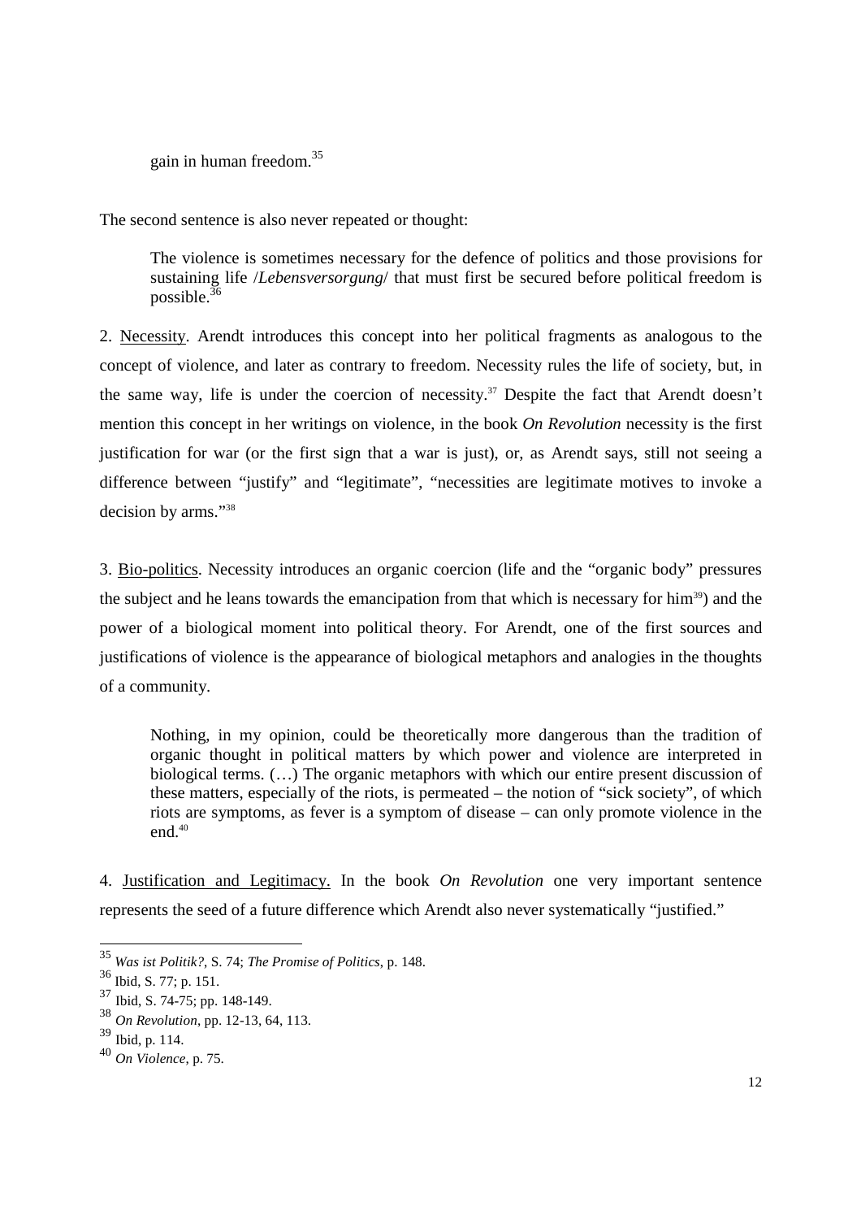> gain in human freedom.[35]

The second sentence is also never repeated or thought:

> The violence is sometimes necessary for the defence of politics and those provisions for sustaining life /*Lebensversorgung*/ that must first be secured before political freedom is possible.[36]

2. Necessity. Arendt introduces this concept into her political fragments as analogous to the concept of violence, and later as contrary to freedom. Necessity rules the life of society, but, in the same way, life is under the coercion of necessity.[37] Despite the fact that Arendt doesn't mention this concept in her writings on violence, in the book *On Revolution* necessity is the first justification for war (or the first sign that a war is just), or, as Arendt says, still not seeing a difference between "justify" and "legitimate", "necessities are legitimate motives to invoke a decision by arms."[38]

3. Bio-politics. Necessity introduces an organic coercion (life and the "organic body" pressures the subject and he leans towards the emancipation from that which is necessary for him[39]) and the power of a biological moment into political theory. For Arendt, one of the first sources and justifications of violence is the appearance of biological metaphors and analogies in the thoughts of a community.

> Nothing, in my opinion, could be theoretically more dangerous than the tradition of organic thought in political matters by which power and violence are interpreted in biological terms. (…) The organic metaphors with which our entire present discussion of these matters, especially of the riots, is permeated – the notion of "sick society", of which riots are symptoms, as fever is a symptom of disease – can only promote violence in the end.[40]

4. Justification and Legitimacy. In the book *On Revolution* one very important sentence represents the seed of a future difference which Arendt also never systematically "justified."

---

[35] *Was ist Politik?*, S. 74; *The Promise of Politics*, p. 148.

[36] Ibid, S. 77; p. 151.

[37] Ibid, S. 74-75; pp. 148-149.

[38] *On Revolution*, pp. 12-13, 64, 113.

[39] Ibid, p. 114.

[40] *On Violence*, p. 75.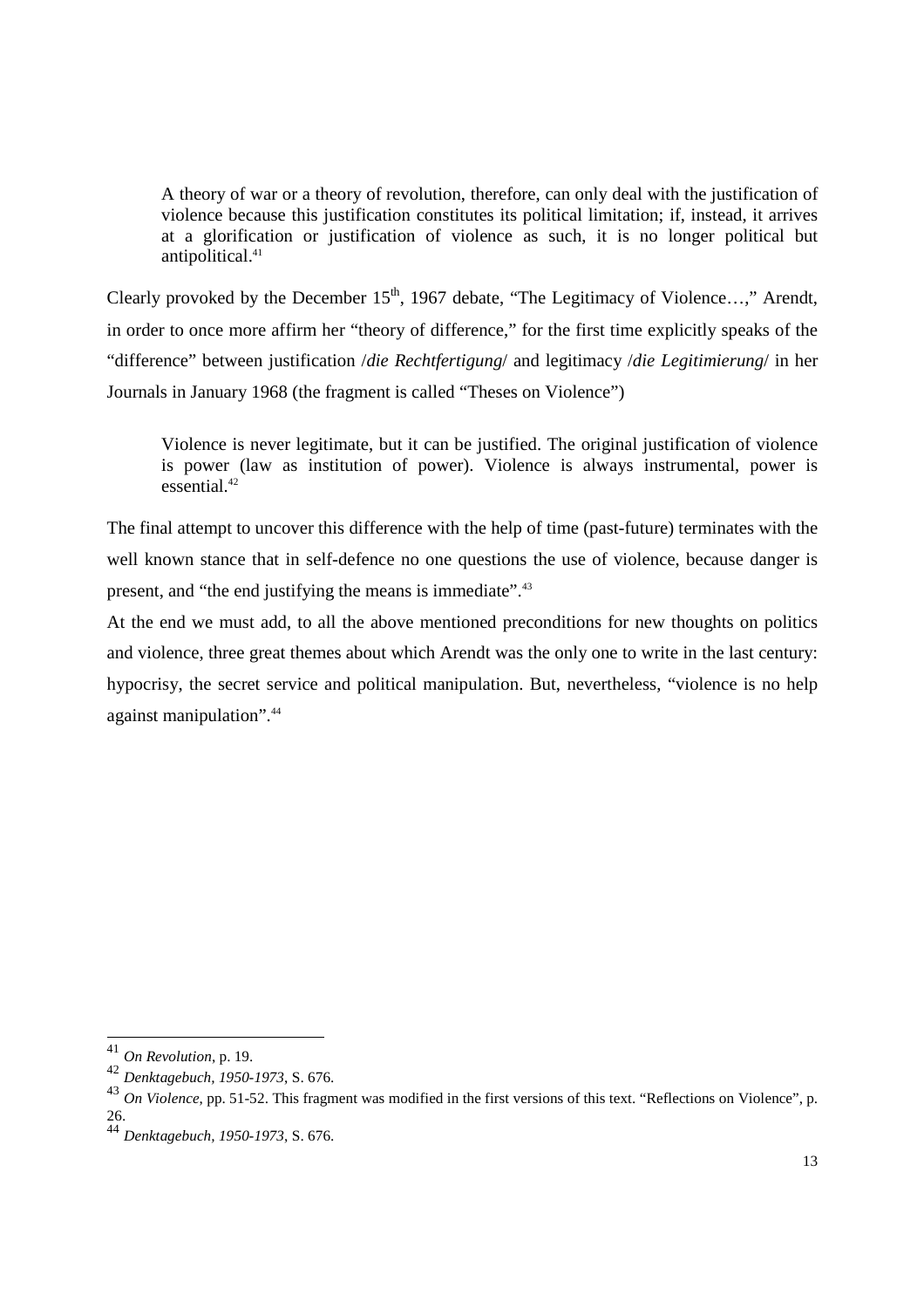> A theory of war or a theory of revolution, therefore, can only deal with the justification of violence because this justification constitutes its political limitation; if, instead, it arrives at a glorification or justification of violence as such, it is no longer political but antipolitical.[41]

Clearly provoked by the December 15th, 1967 debate, "The Legitimacy of Violence…," Arendt, in order to once more affirm her "theory of difference," for the first time explicitly speaks of the "difference" between justification /*die Rechtfertigung*/ and legitimacy /*die Legitimierung*/ in her Journals in January 1968 (the fragment is called "Theses on Violence")

> Violence is never legitimate, but it can be justified. The original justification of violence is power (law as institution of power). Violence is always instrumental, power is essential.[42]

The final attempt to uncover this difference with the help of time (past-future) terminates with the well known stance that in self-defence no one questions the use of violence, because danger is present, and "the end justifying the means is immediate".[43]

At the end we must add, to all the above mentioned preconditions for new thoughts on politics and violence, three great themes about which Arendt was the only one to write in the last century: hypocrisy, the secret service and political manipulation. But, nevertheless, "violence is no help against manipulation".[44]

---

[41] *On Revolution*, p. 19.

[42] *Denktagebuch, 1950-1973*, S. 676.

[43] *On Violence*, pp. 51-52. This fragment was modified in the first versions of this text. "Reflections on Violence", p. 26.

[44] *Denktagebuch, 1950-1973*, S. 676.